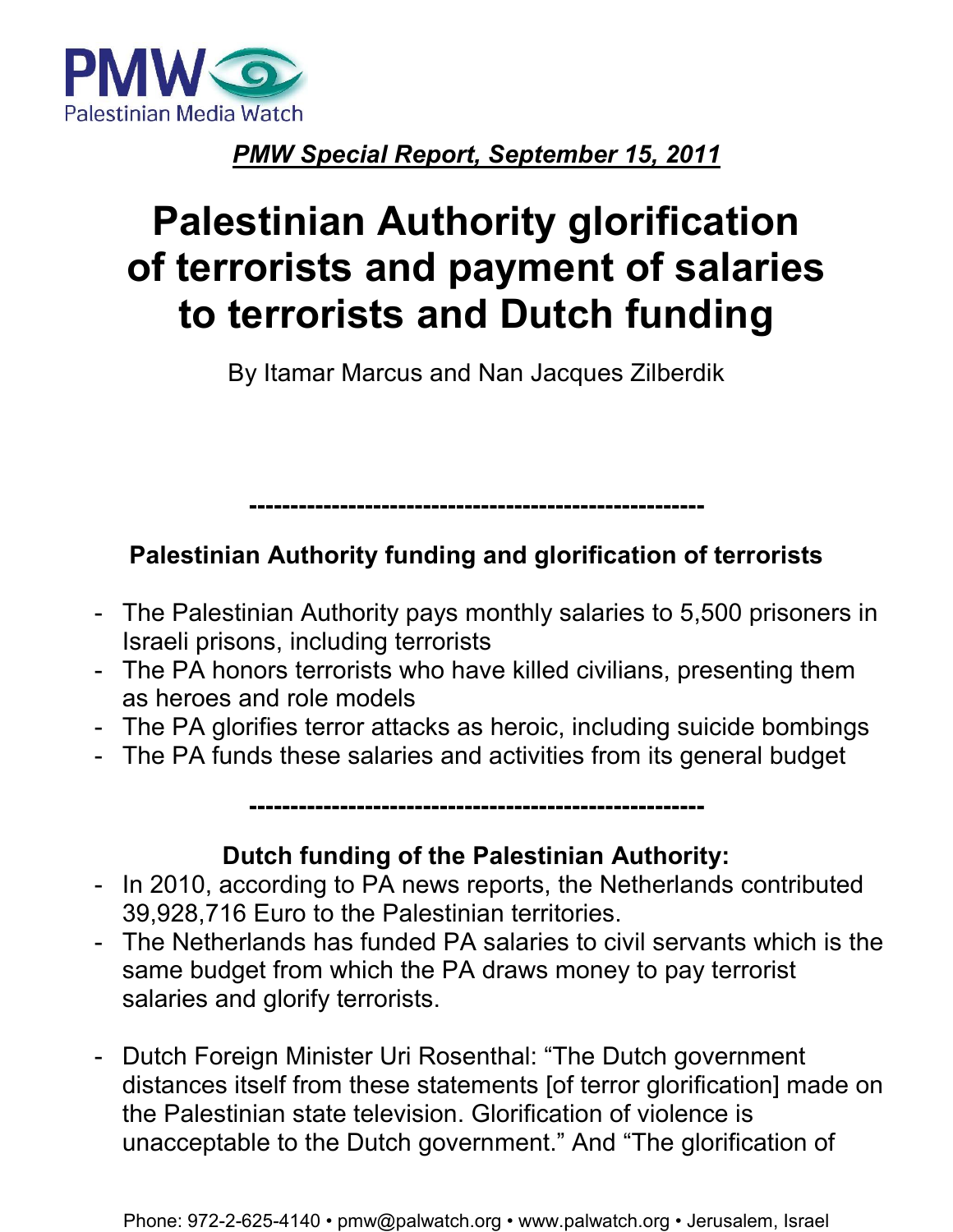PMW Palestinian Media Watch

***PMW Special Report, September 15, 2011***

# Palestinian Authority glorification of terrorists and payment of salaries to terrorists and Dutch funding

By Itamar Marcus and Nan Jacques Zilberdik

---

**Palestinian Authority funding and glorification of terrorists**

- The Palestinian Authority pays monthly salaries to 5,500 prisoners in Israeli prisons, including terrorists
- The PA honors terrorists who have killed civilians, presenting them as heroes and role models
- The PA glorifies terror attacks as heroic, including suicide bombings
- The PA funds these salaries and activities from its general budget

---

**Dutch funding of the Palestinian Authority:**

- In 2010, according to PA news reports, the Netherlands contributed 39,928,716 Euro to the Palestinian territories.
- The Netherlands has funded PA salaries to civil servants which is the same budget from which the PA draws money to pay terrorist salaries and glorify terrorists.

- Dutch Foreign Minister Uri Rosenthal: "The Dutch government distances itself from these statements [of terror glorification] made on the Palestinian state television. Glorification of violence is unacceptable to the Dutch government." And "The glorification of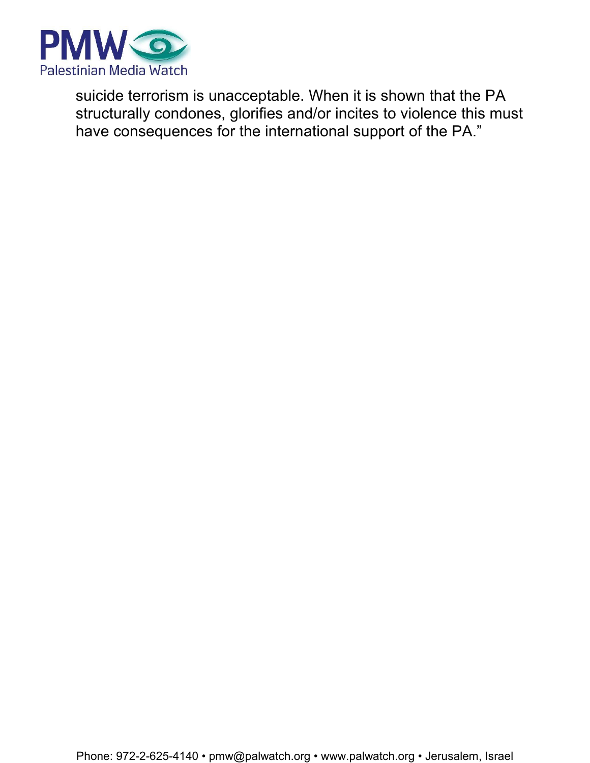suicide terrorism is unacceptable. When it is shown that the PA structurally condones, glorifies and/or incites to violence this must have consequences for the international support of the PA."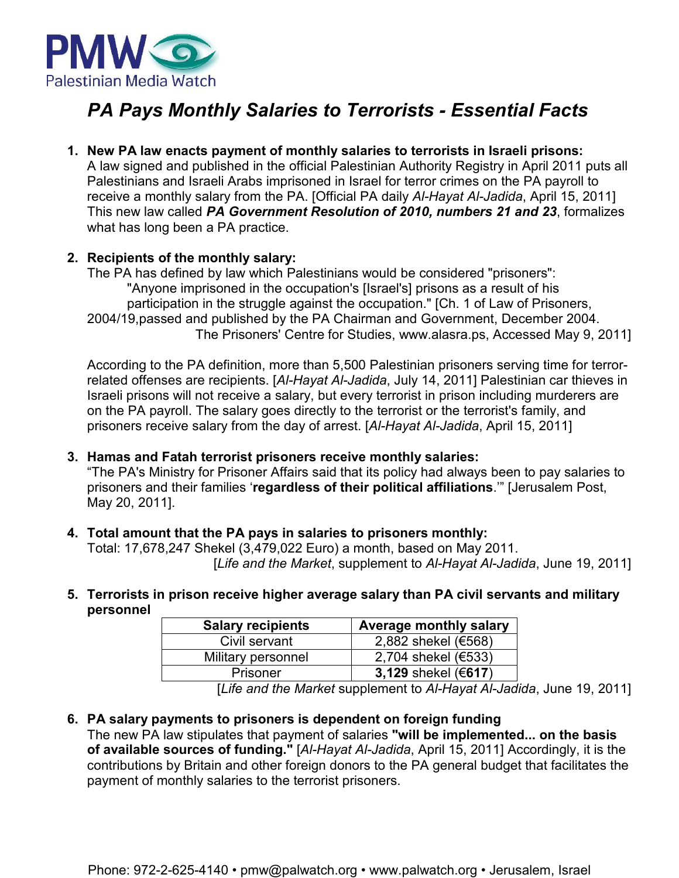PMW Palestinian Media Watch

# *PA Pays Monthly Salaries to Terrorists - Essential Facts*

1. **New PA law enacts payment of monthly salaries to terrorists in Israeli prisons:**
A law signed and published in the official Palestinian Authority Registry in April 2011 puts all Palestinians and Israeli Arabs imprisoned in Israel for terror crimes on the PA payroll to receive a monthly salary from the PA. [Official PA daily *Al-Hayat Al-Jadida*, April 15, 2011] This new law called ***PA Government Resolution of 2010, numbers 21 and 23***, formalizes what has long been a PA practice.

2. **Recipients of the monthly salary:**
The PA has defined by law which Palestinians would be considered "prisoners":

> "Anyone imprisoned in the occupation's [Israel's] prisons as a result of his participation in the struggle against the occupation." [Ch. 1 of Law of Prisoners, 2004/19,passed and published by the PA Chairman and Government, December 2004. The Prisoners' Centre for Studies, www.alasra.ps, Accessed May 9, 2011]

According to the PA definition, more than 5,500 Palestinian prisoners serving time for terror-related offenses are recipients. [*Al-Hayat Al-Jadida*, July 14, 2011] Palestinian car thieves in Israeli prisons will not receive a salary, but every terrorist in prison including murderers are on the PA payroll. The salary goes directly to the terrorist or the terrorist's family, and prisoners receive salary from the day of arrest. [*Al-Hayat Al-Jadida*, April 15, 2011]

3. **Hamas and Fatah terrorist prisoners receive monthly salaries:**
"The PA's Ministry for Prisoner Affairs said that its policy had always been to pay salaries to prisoners and their families '**regardless of their political affiliations**.'" [Jerusalem Post, May 20, 2011].

4. **Total amount that the PA pays in salaries to prisoners monthly:**
Total: 17,678,247 Shekel (3,479,022 Euro) a month, based on May 2011.
[*Life and the Market*, supplement to *Al-Hayat Al-Jadida*, June 19, 2011]

5. **Terrorists in prison receive higher average salary than PA civil servants and military personnel**

| Salary recipients | Average monthly salary |
|---|---|
| Civil servant | 2,882 shekel (€568) |
| Military personnel | 2,704 shekel (€533) |
| Prisoner | **3,129** shekel (€**617**) |

[*Life and the Market* supplement to *Al-Hayat Al-Jadida*, June 19, 2011]

6. **PA salary payments to prisoners is dependent on foreign funding**
The new PA law stipulates that payment of salaries **"will be implemented... on the basis of available sources of funding."** [*Al-Hayat Al-Jadida*, April 15, 2011] Accordingly, it is the contributions by Britain and other foreign donors to the PA general budget that facilitates the payment of monthly salaries to the terrorist prisoners.

Phone: 972-2-625-4140 • pmw@palwatch.org • www.palwatch.org • Jerusalem, Israel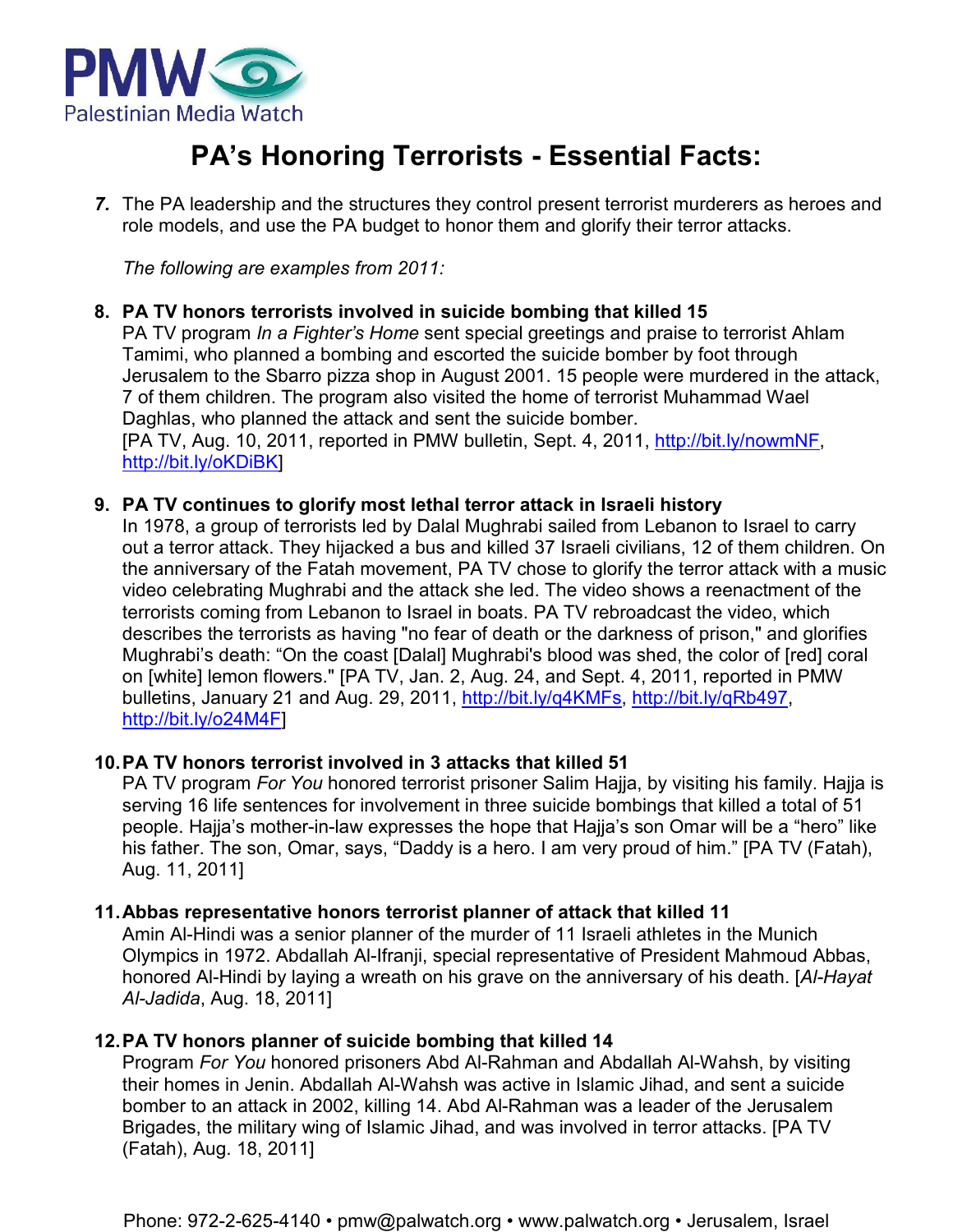# PA's Honoring Terrorists - Essential Facts:

*7.* The PA leadership and the structures they control present terrorist murderers as heroes and role models, and use the PA budget to honor them and glorify their terror attacks.

*The following are examples from 2011:*

**8. PA TV honors terrorists involved in suicide bombing that killed 15**
PA TV program *In a Fighter's Home* sent special greetings and praise to terrorist Ahlam Tamimi, who planned a bombing and escorted the suicide bomber by foot through Jerusalem to the Sbarro pizza shop in August 2001. 15 people were murdered in the attack, 7 of them children. The program also visited the home of terrorist Muhammad Wael Daghlas, who planned the attack and sent the suicide bomber.
[PA TV, Aug. 10, 2011, reported in PMW bulletin, Sept. 4, 2011, http://bit.ly/nowmNF, http://bit.ly/oKDiBK]

**9. PA TV continues to glorify most lethal terror attack in Israeli history**
In 1978, a group of terrorists led by Dalal Mughrabi sailed from Lebanon to Israel to carry out a terror attack. They hijacked a bus and killed 37 Israeli civilians, 12 of them children. On the anniversary of the Fatah movement, PA TV chose to glorify the terror attack with a music video celebrating Mughrabi and the attack she led. The video shows a reenactment of the terrorists coming from Lebanon to Israel in boats. PA TV rebroadcast the video, which describes the terrorists as having "no fear of death or the darkness of prison," and glorifies Mughrabi's death: "On the coast [Dalal] Mughrabi's blood was shed, the color of [red] coral on [white] lemon flowers." [PA TV, Jan. 2, Aug. 24, and Sept. 4, 2011, reported in PMW bulletins, January 21 and Aug. 29, 2011, http://bit.ly/q4KMFs, http://bit.ly/qRb497, http://bit.ly/o24M4F]

**10. PA TV honors terrorist involved in 3 attacks that killed 51**
PA TV program *For You* honored terrorist prisoner Salim Hajja, by visiting his family. Hajja is serving 16 life sentences for involvement in three suicide bombings that killed a total of 51 people. Hajja's mother-in-law expresses the hope that Hajja's son Omar will be a "hero" like his father. The son, Omar, says, "Daddy is a hero. I am very proud of him." [PA TV (Fatah), Aug. 11, 2011]

**11. Abbas representative honors terrorist planner of attack that killed 11**
Amin Al-Hindi was a senior planner of the murder of 11 Israeli athletes in the Munich Olympics in 1972. Abdallah Al-Ifranji, special representative of President Mahmoud Abbas, honored Al-Hindi by laying a wreath on his grave on the anniversary of his death. [*Al-Hayat Al-Jadida*, Aug. 18, 2011]

**12. PA TV honors planner of suicide bombing that killed 14**
Program *For You* honored prisoners Abd Al-Rahman and Abdallah Al-Wahsh, by visiting their homes in Jenin. Abdallah Al-Wahsh was active in Islamic Jihad, and sent a suicide bomber to an attack in 2002, killing 14. Abd Al-Rahman was a leader of the Jerusalem Brigades, the military wing of Islamic Jihad, and was involved in terror attacks. [PA TV (Fatah), Aug. 18, 2011]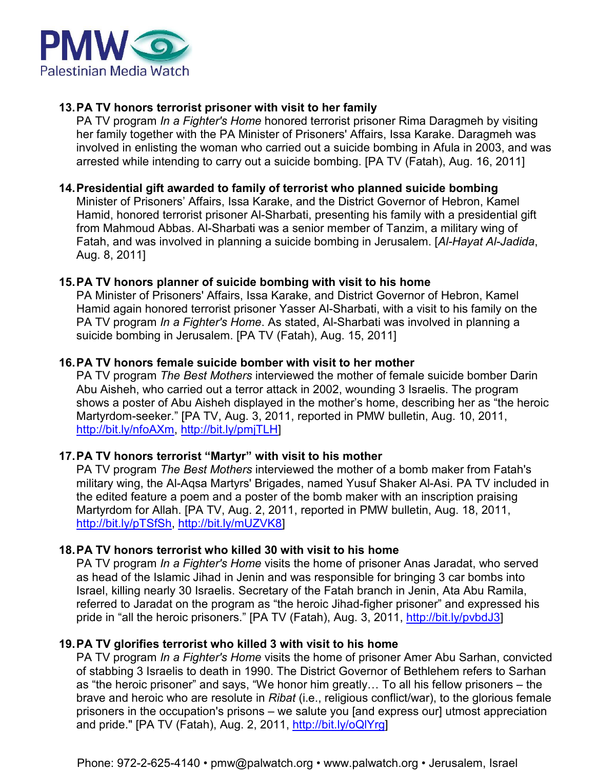13. **PA TV honors terrorist prisoner with visit to her family**
    PA TV program *In a Fighter's Home* honored terrorist prisoner Rima Daragmeh by visiting her family together with the PA Minister of Prisoners' Affairs, Issa Karake. Daragmeh was involved in enlisting the woman who carried out a suicide bombing in Afula in 2003, and was arrested while intending to carry out a suicide bombing. [PA TV (Fatah), Aug. 16, 2011]

14. **Presidential gift awarded to family of terrorist who planned suicide bombing**
    Minister of Prisoners' Affairs, Issa Karake, and the District Governor of Hebron, Kamel Hamid, honored terrorist prisoner Al-Sharbati, presenting his family with a presidential gift from Mahmoud Abbas. Al-Sharbati was a senior member of Tanzim, a military wing of Fatah, and was involved in planning a suicide bombing in Jerusalem. [*Al-Hayat Al-Jadida*, Aug. 8, 2011]

15. **PA TV honors planner of suicide bombing with visit to his home**
    PA Minister of Prisoners' Affairs, Issa Karake, and District Governor of Hebron, Kamel Hamid again honored terrorist prisoner Yasser Al-Sharbati, with a visit to his family on the PA TV program *In a Fighter's Home*. As stated, Al-Sharbati was involved in planning a suicide bombing in Jerusalem. [PA TV (Fatah), Aug. 15, 2011]

16. **PA TV honors female suicide bomber with visit to her mother**
    PA TV program *The Best Mothers* interviewed the mother of female suicide bomber Darin Abu Aisheh, who carried out a terror attack in 2002, wounding 3 Israelis. The program shows a poster of Abu Aisheh displayed in the mother's home, describing her as "the heroic Martyrdom-seeker." [PA TV, Aug. 3, 2011, reported in PMW bulletin, Aug. 10, 2011, http://bit.ly/nfoAXm, http://bit.ly/pmjTLH]

17. **PA TV honors terrorist "Martyr" with visit to his mother**
    PA TV program *The Best Mothers* interviewed the mother of a bomb maker from Fatah's military wing, the Al-Aqsa Martyrs' Brigades, named Yusuf Shaker Al-Asi. PA TV included in the edited feature a poem and a poster of the bomb maker with an inscription praising Martyrdom for Allah. [PA TV, Aug. 2, 2011, reported in PMW bulletin, Aug. 18, 2011, http://bit.ly/pTSfSh, http://bit.ly/mUZVK8]

18. **PA TV honors terrorist who killed 30 with visit to his home**
    PA TV program *In a Fighter's Home* visits the home of prisoner Anas Jaradat, who served as head of the Islamic Jihad in Jenin and was responsible for bringing 3 car bombs into Israel, killing nearly 30 Israelis. Secretary of the Fatah branch in Jenin, Ata Abu Ramila, referred to Jaradat on the program as "the heroic Jihad-figher prisoner" and expressed his pride in "all the heroic prisoners." [PA TV (Fatah), Aug. 3, 2011, http://bit.ly/pvbdJ3]

19. **PA TV glorifies terrorist who killed 3 with visit to his home**
    PA TV program *In a Fighter's Home* visits the home of prisoner Amer Abu Sarhan, convicted of stabbing 3 Israelis to death in 1990. The District Governor of Bethlehem refers to Sarhan as "the heroic prisoner" and says, "We honor him greatly… To all his fellow prisoners – the brave and heroic who are resolute in *Ribat* (i.e., religious conflict/war), to the glorious female prisoners in the occupation's prisons – we salute you [and express our] utmost appreciation and pride." [PA TV (Fatah), Aug. 2, 2011, http://bit.ly/oQlYrg]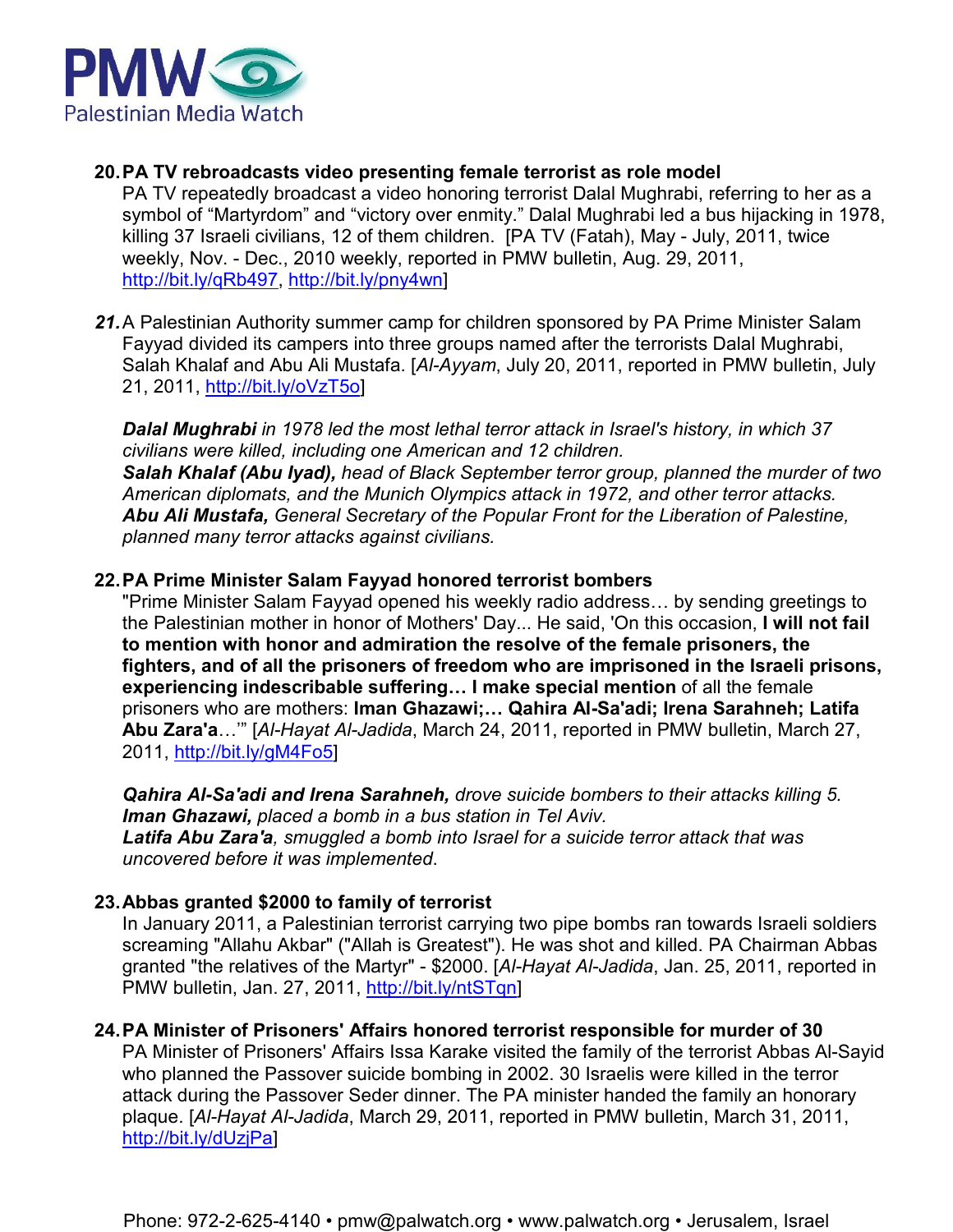**20. PA TV rebroadcasts video presenting female terrorist as role model**

PA TV repeatedly broadcast a video honoring terrorist Dalal Mughrabi, referring to her as a symbol of "Martyrdom" and "victory over enmity." Dalal Mughrabi led a bus hijacking in 1978, killing 37 Israeli civilians, 12 of them children. [PA TV (Fatah), May - July, 2011, twice weekly, Nov. - Dec., 2010 weekly, reported in PMW bulletin, Aug. 29, 2011, http://bit.ly/qRb497, http://bit.ly/pny4wn]

***21.*** A Palestinian Authority summer camp for children sponsored by PA Prime Minister Salam Fayyad divided its campers into three groups named after the terrorists Dalal Mughrabi, Salah Khalaf and Abu Ali Mustafa. [*Al-Ayyam*, July 20, 2011, reported in PMW bulletin, July 21, 2011, http://bit.ly/oVzT5o]

***Dalal Mughrabi*** *in 1978 led the most lethal terror attack in Israel's history, in which 37 civilians were killed, including one American and 12 children.*
***Salah Khalaf (Abu Iyad),*** *head of Black September terror group, planned the murder of two American diplomats, and the Munich Olympics attack in 1972, and other terror attacks.*
***Abu Ali Mustafa,*** *General Secretary of the Popular Front for the Liberation of Palestine, planned many terror attacks against civilians.*

**22. PA Prime Minister Salam Fayyad honored terrorist bombers**

"Prime Minister Salam Fayyad opened his weekly radio address… by sending greetings to the Palestinian mother in honor of Mothers' Day... He said, 'On this occasion, **I will not fail to mention with honor and admiration the resolve of the female prisoners, the fighters, and of all the prisoners of freedom who are imprisoned in the Israeli prisons, experiencing indescribable suffering… I make special mention** of all the female prisoners who are mothers: **Iman Ghazawi;… Qahira Al-Sa'adi; Irena Sarahneh; Latifa Abu Zara'a**…'" [*Al-Hayat Al-Jadida*, March 24, 2011, reported in PMW bulletin, March 27, 2011, http://bit.ly/gM4Fo5]

***Qahira Al-Sa'adi and Irena Sarahneh,*** *drove suicide bombers to their attacks killing 5.*
***Iman Ghazawi,*** *placed a bomb in a bus station in Tel Aviv.*
***Latifa Abu Zara'a****, smuggled a bomb into Israel for a suicide terror attack that was uncovered before it was implemented*.

**23. Abbas granted $2000 to family of terrorist**

In January 2011, a Palestinian terrorist carrying two pipe bombs ran towards Israeli soldiers screaming "Allahu Akbar" ("Allah is Greatest"). He was shot and killed. PA Chairman Abbas granted "the relatives of the Martyr" - $2000. [*Al-Hayat Al-Jadida*, Jan. 25, 2011, reported in PMW bulletin, Jan. 27, 2011, http://bit.ly/ntSTqn]

**24. PA Minister of Prisoners' Affairs honored terrorist responsible for murder of 30**

PA Minister of Prisoners' Affairs Issa Karake visited the family of the terrorist Abbas Al-Sayid who planned the Passover suicide bombing in 2002. 30 Israelis were killed in the terror attack during the Passover Seder dinner. The PA minister handed the family an honorary plaque. [*Al-Hayat Al-Jadida*, March 29, 2011, reported in PMW bulletin, March 31, 2011, http://bit.ly/dUzjPa]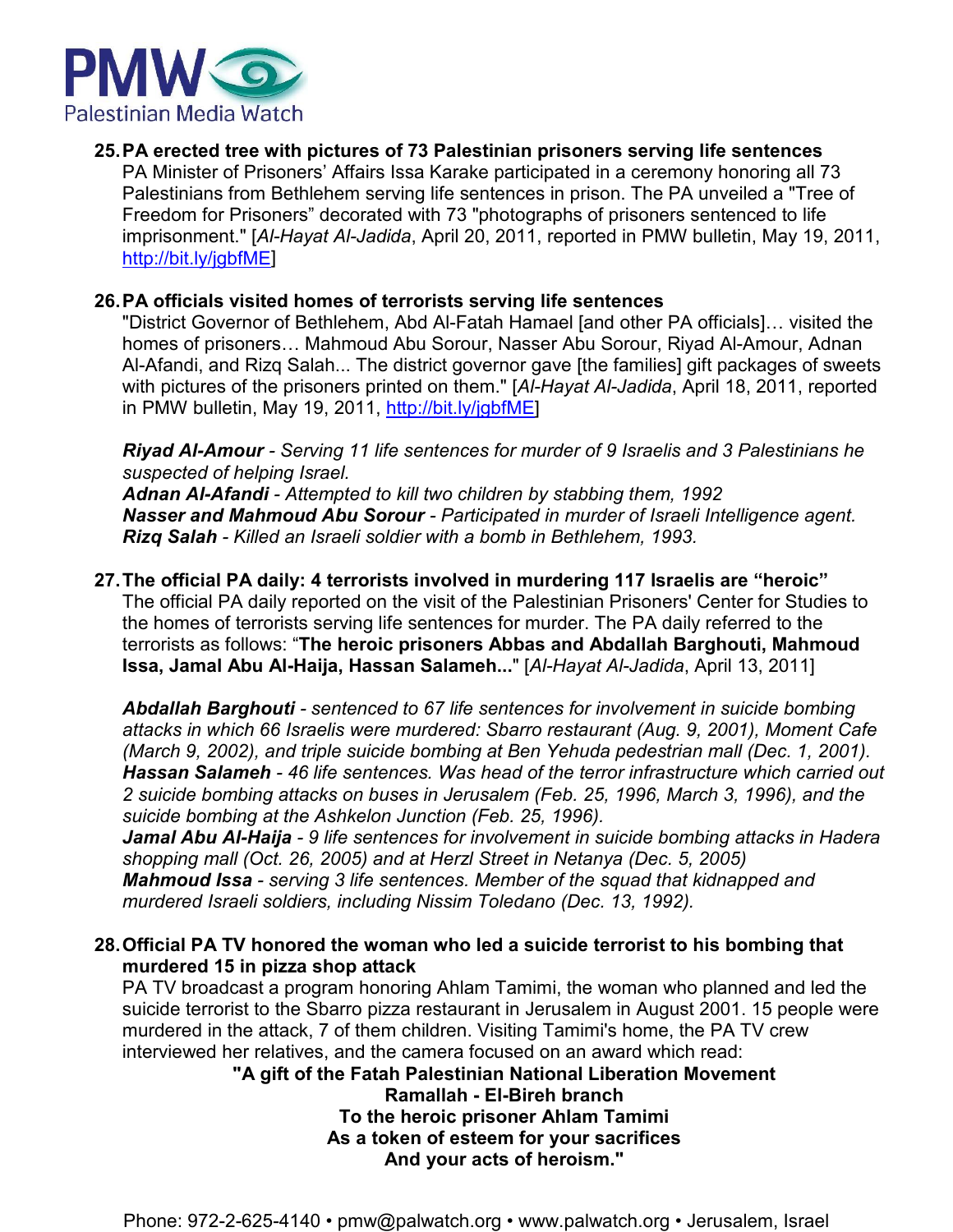**25. PA erected tree with pictures of 73 Palestinian prisoners serving life sentences**

PA Minister of Prisoners' Affairs Issa Karake participated in a ceremony honoring all 73 Palestinians from Bethlehem serving life sentences in prison. The PA unveiled a "Tree of Freedom for Prisoners" decorated with 73 "photographs of prisoners sentenced to life imprisonment." [*Al-Hayat Al-Jadida*, April 20, 2011, reported in PMW bulletin, May 19, 2011, http://bit.ly/jgbfME]

**26. PA officials visited homes of terrorists serving life sentences**

"District Governor of Bethlehem, Abd Al-Fatah Hamael [and other PA officials]… visited the homes of prisoners… Mahmoud Abu Sorour, Nasser Abu Sorour, Riyad Al-Amour, Adnan Al-Afandi, and Rizq Salah... The district governor gave [the families] gift packages of sweets with pictures of the prisoners printed on them." [*Al-Hayat Al-Jadida*, April 18, 2011, reported in PMW bulletin, May 19, 2011, http://bit.ly/jgbfME]

***Riyad Al-Amour*** *- Serving 11 life sentences for murder of 9 Israelis and 3 Palestinians he suspected of helping Israel.*
***Adnan Al-Afandi*** *- Attempted to kill two children by stabbing them, 1992*
***Nasser and Mahmoud Abu Sorour*** *- Participated in murder of Israeli Intelligence agent.*
***Rizq Salah*** *- Killed an Israeli soldier with a bomb in Bethlehem, 1993.*

**27. The official PA daily: 4 terrorists involved in murdering 117 Israelis are "heroic"**

The official PA daily reported on the visit of the Palestinian Prisoners' Center for Studies to the homes of terrorists serving life sentences for murder. The PA daily referred to the terrorists as follows: "**The heroic prisoners Abbas and Abdallah Barghouti, Mahmoud Issa, Jamal Abu Al-Haija, Hassan Salameh...**" [*Al-Hayat Al-Jadida*, April 13, 2011]

***Abdallah Barghouti*** *- sentenced to 67 life sentences for involvement in suicide bombing attacks in which 66 Israelis were murdered: Sbarro restaurant (Aug. 9, 2001), Moment Cafe (March 9, 2002), and triple suicide bombing at Ben Yehuda pedestrian mall (Dec. 1, 2001).*
***Hassan Salameh*** *- 46 life sentences. Was head of the terror infrastructure which carried out 2 suicide bombing attacks on buses in Jerusalem (Feb. 25, 1996, March 3, 1996), and the suicide bombing at the Ashkelon Junction (Feb. 25, 1996).*
***Jamal Abu Al-Haija*** *- 9 life sentences for involvement in suicide bombing attacks in Hadera shopping mall (Oct. 26, 2005) and at Herzl Street in Netanya (Dec. 5, 2005)*
***Mahmoud Issa*** *- serving 3 life sentences. Member of the squad that kidnapped and murdered Israeli soldiers, including Nissim Toledano (Dec. 13, 1992).*

**28. Official PA TV honored the woman who led a suicide terrorist to his bombing that murdered 15 in pizza shop attack**

PA TV broadcast a program honoring Ahlam Tamimi, the woman who planned and led the suicide terrorist to the Sbarro pizza restaurant in Jerusalem in August 2001. 15 people were murdered in the attack, 7 of them children. Visiting Tamimi's home, the PA TV crew interviewed her relatives, and the camera focused on an award which read:

**"A gift of the Fatah Palestinian National Liberation Movement**
**Ramallah - El-Bireh branch**
**To the heroic prisoner Ahlam Tamimi**
**As a token of esteem for your sacrifices**
**And your acts of heroism."**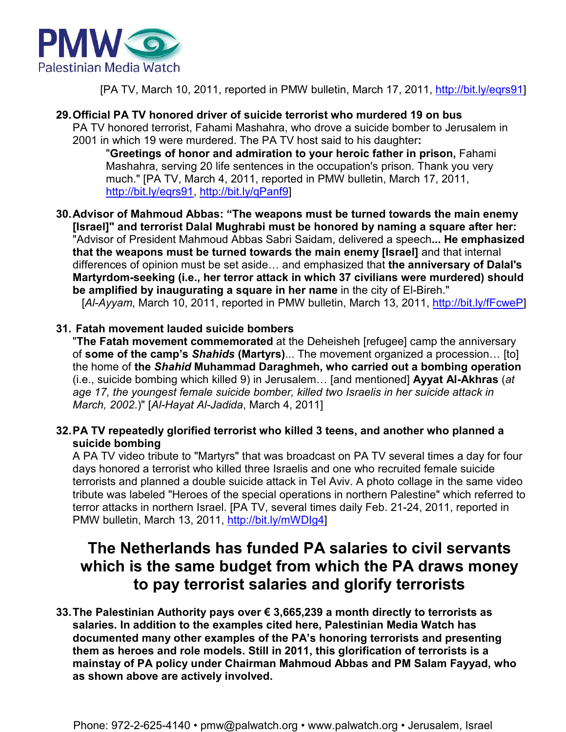[PA TV, March 10, 2011, reported in PMW bulletin, March 17, 2011, http://bit.ly/eqrs91]

29. **Official PA TV honored driver of suicide terrorist who murdered 19 on bus**
    PA TV honored terrorist, Fahami Mashahra, who drove a suicide bomber to Jerusalem in 2001 in which 19 were murdered. The PA TV host said to his daughter**:**

    "**Greetings of honor and admiration to your heroic father in prison,** Fahami Mashahra, serving 20 life sentences in the occupation's prison. Thank you very much." [PA TV, March 4, 2011, reported in PMW bulletin, March 17, 2011, http://bit.ly/eqrs91, http://bit.ly/qPanf9]

30. **Advisor of Mahmoud Abbas: "The weapons must be turned towards the main enemy [Israel]" and terrorist Dalal Mughrabi must be honored by naming a square after her:**
    "Advisor of President Mahmoud Abbas Sabri Saidam, delivered a speech**... He emphasized that the weapons must be turned towards the main enemy [Israel]** and that internal differences of opinion must be set aside… and emphasized that **the anniversary of Dalal's Martyrdom-seeking (i.e., her terror attack in which 37 civilians were murdered) should be amplified by inaugurating a square in her name** in the city of El-Bireh."
    [*Al-Ayyam*, March 10, 2011, reported in PMW bulletin, March 13, 2011, http://bit.ly/fFcweP]

31. **Fatah movement lauded suicide bombers**
    "**The Fatah movement commemorated** at the Deheisheh [refugee] camp the anniversary of **some of the camp's *Shahids* (Martyrs)**... The movement organized a procession… [to] the home of **the *Shahid* Muhammad Daraghmeh, who carried out a bombing operation** (i.e., suicide bombing which killed 9) in Jerusalem… [and mentioned] **Ayyat Al-Akhras** (*at age 17, the youngest female suicide bomber, killed two Israelis in her suicide attack in March, 2002.*)" [*Al-Hayat Al-Jadida*, March 4, 2011]

32. **PA TV repeatedly glorified terrorist who killed 3 teens, and another who planned a suicide bombing**
    A PA TV video tribute to "Martyrs" that was broadcast on PA TV several times a day for four days honored a terrorist who killed three Israelis and one who recruited female suicide terrorists and planned a double suicide attack in Tel Aviv. A photo collage in the same video tribute was labeled "Heroes of the special operations in northern Palestine" which referred to terror attacks in northern Israel. [PA TV, several times daily Feb. 21-24, 2011, reported in PMW bulletin, March 13, 2011, http://bit.ly/mWDIg4]

## The Netherlands has funded PA salaries to civil servants which is the same budget from which the PA draws money to pay terrorist salaries and glorify terrorists

33. **The Palestinian Authority pays over € 3,665,239 a month directly to terrorists as salaries. In addition to the examples cited here, Palestinian Media Watch has documented many other examples of the PA's honoring terrorists and presenting them as heroes and role models. Still in 2011, this glorification of terrorists is a mainstay of PA policy under Chairman Mahmoud Abbas and PM Salam Fayyad, who as shown above are actively involved.**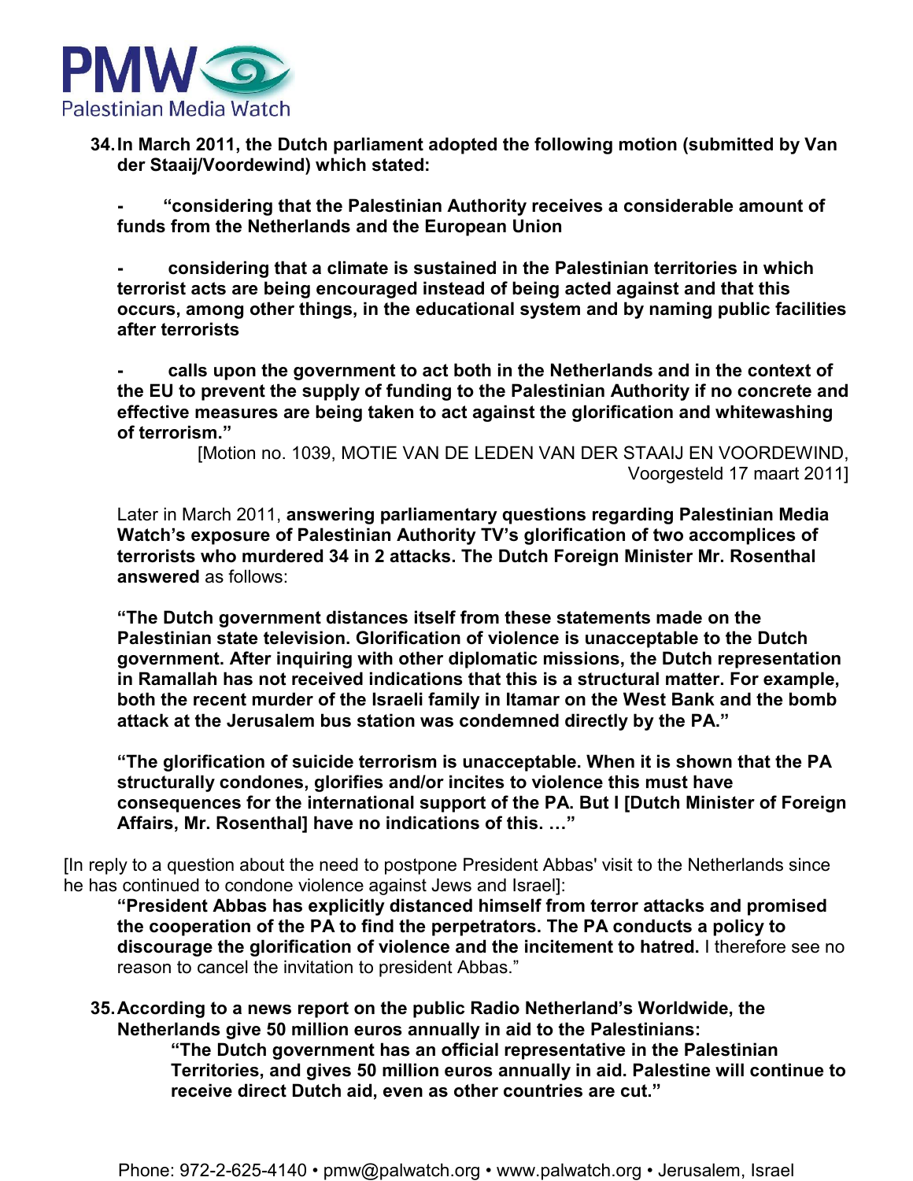**34. In March 2011, the Dutch parliament adopted the following motion (submitted by Van der Staaij/Voordewind) which stated:**

**- "considering that the Palestinian Authority receives a considerable amount of funds from the Netherlands and the European Union**

**- considering that a climate is sustained in the Palestinian territories in which terrorist acts are being encouraged instead of being acted against and that this occurs, among other things, in the educational system and by naming public facilities after terrorists**

**- calls upon the government to act both in the Netherlands and in the context of the EU to prevent the supply of funding to the Palestinian Authority if no concrete and effective measures are being taken to act against the glorification and whitewashing of terrorism."**

[Motion no. 1039, MOTIE VAN DE LEDEN VAN DER STAAIJ EN VOORDEWIND, Voorgesteld 17 maart 2011]

Later in March 2011, **answering parliamentary questions regarding Palestinian Media Watch's exposure of Palestinian Authority TV's glorification of two accomplices of terrorists who murdered 34 in 2 attacks. The Dutch Foreign Minister Mr. Rosenthal answered** as follows:

**"The Dutch government distances itself from these statements made on the Palestinian state television. Glorification of violence is unacceptable to the Dutch government. After inquiring with other diplomatic missions, the Dutch representation in Ramallah has not received indications that this is a structural matter. For example, both the recent murder of the Israeli family in Itamar on the West Bank and the bomb attack at the Jerusalem bus station was condemned directly by the PA."**

**"The glorification of suicide terrorism is unacceptable. When it is shown that the PA structurally condones, glorifies and/or incites to violence this must have consequences for the international support of the PA. But I [Dutch Minister of Foreign Affairs, Mr. Rosenthal] have no indications of this. …"**

[In reply to a question about the need to postpone President Abbas' visit to the Netherlands since he has continued to condone violence against Jews and Israel]:

**"President Abbas has explicitly distanced himself from terror attacks and promised the cooperation of the PA to find the perpetrators. The PA conducts a policy to discourage the glorification of violence and the incitement to hatred.** I therefore see no reason to cancel the invitation to president Abbas."

**35. According to a news report on the public Radio Netherland's Worldwide, the Netherlands give 50 million euros annually in aid to the Palestinians:**

**"The Dutch government has an official representative in the Palestinian Territories, and gives 50 million euros annually in aid. Palestine will continue to receive direct Dutch aid, even as other countries are cut."**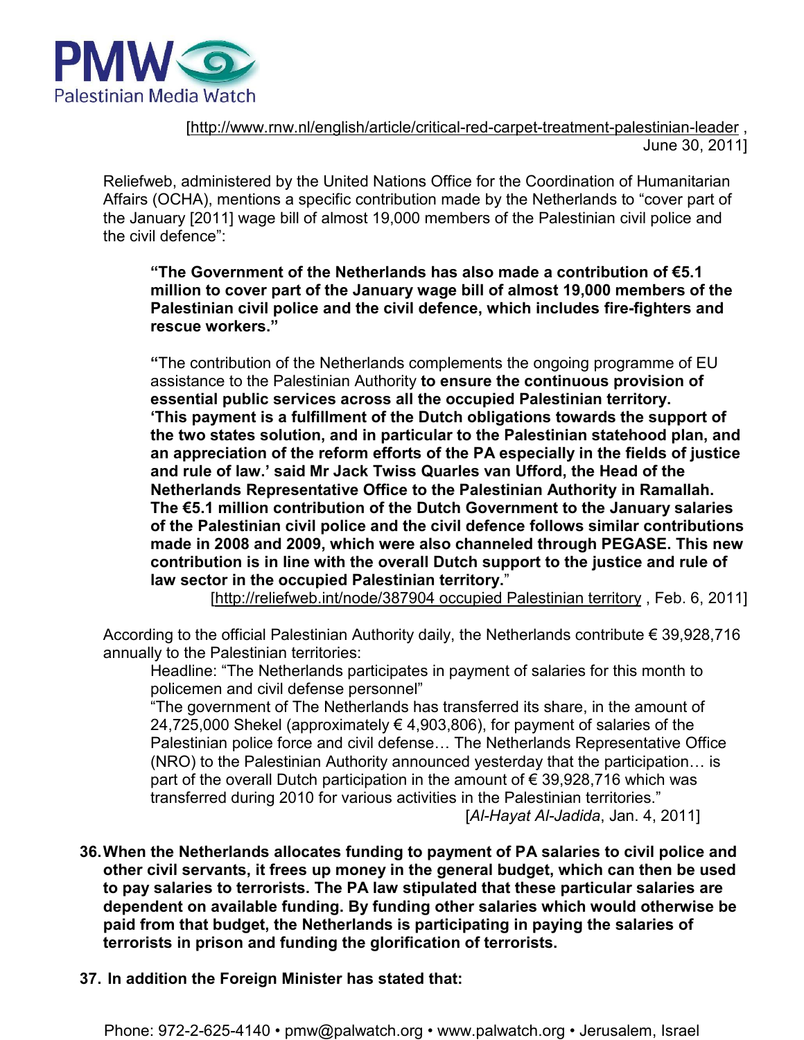[http://www.rnw.nl/english/article/critical-red-carpet-treatment-palestinian-leader , June 30, 2011]

Reliefweb, administered by the United Nations Office for the Coordination of Humanitarian Affairs (OCHA), mentions a specific contribution made by the Netherlands to "cover part of the January [2011] wage bill of almost 19,000 members of the Palestinian civil police and the civil defence":

> **"The Government of the Netherlands has also made a contribution of €5.1 million to cover part of the January wage bill of almost 19,000 members of the Palestinian civil police and the civil defence, which includes fire-fighters and rescue workers."**
>
> **"**The contribution of the Netherlands complements the ongoing programme of EU assistance to the Palestinian Authority **to ensure the continuous provision of essential public services across all the occupied Palestinian territory. 'This payment is a fulfillment of the Dutch obligations towards the support of the two states solution, and in particular to the Palestinian statehood plan, and an appreciation of the reform efforts of the PA especially in the fields of justice and rule of law.' said Mr Jack Twiss Quarles van Ufford, the Head of the Netherlands Representative Office to the Palestinian Authority in Ramallah. The €5.1 million contribution of the Dutch Government to the January salaries of the Palestinian civil police and the civil defence follows similar contributions made in 2008 and 2009, which were also channeled through PEGASE. This new contribution is in line with the overall Dutch support to the justice and rule of law sector in the occupied Palestinian territory.**"
>
> [http://reliefweb.int/node/387904 occupied Palestinian territory , Feb. 6, 2011]

According to the official Palestinian Authority daily, the Netherlands contribute € 39,928,716 annually to the Palestinian territories:

> Headline: "The Netherlands participates in payment of salaries for this month to policemen and civil defense personnel"
>
> "The government of The Netherlands has transferred its share, in the amount of 24,725,000 Shekel (approximately € 4,903,806), for payment of salaries of the Palestinian police force and civil defense… The Netherlands Representative Office (NRO) to the Palestinian Authority announced yesterday that the participation… is part of the overall Dutch participation in the amount of € 39,928,716 which was transferred during 2010 for various activities in the Palestinian territories."
>
> [*Al-Hayat Al-Jadida*, Jan. 4, 2011]

36. **When the Netherlands allocates funding to payment of PA salaries to civil police and other civil servants, it frees up money in the general budget, which can then be used to pay salaries to terrorists. The PA law stipulated that these particular salaries are dependent on available funding. By funding other salaries which would otherwise be paid from that budget, the Netherlands is participating in paying the salaries of terrorists in prison and funding the glorification of terrorists.**

37. **In addition the Foreign Minister has stated that:**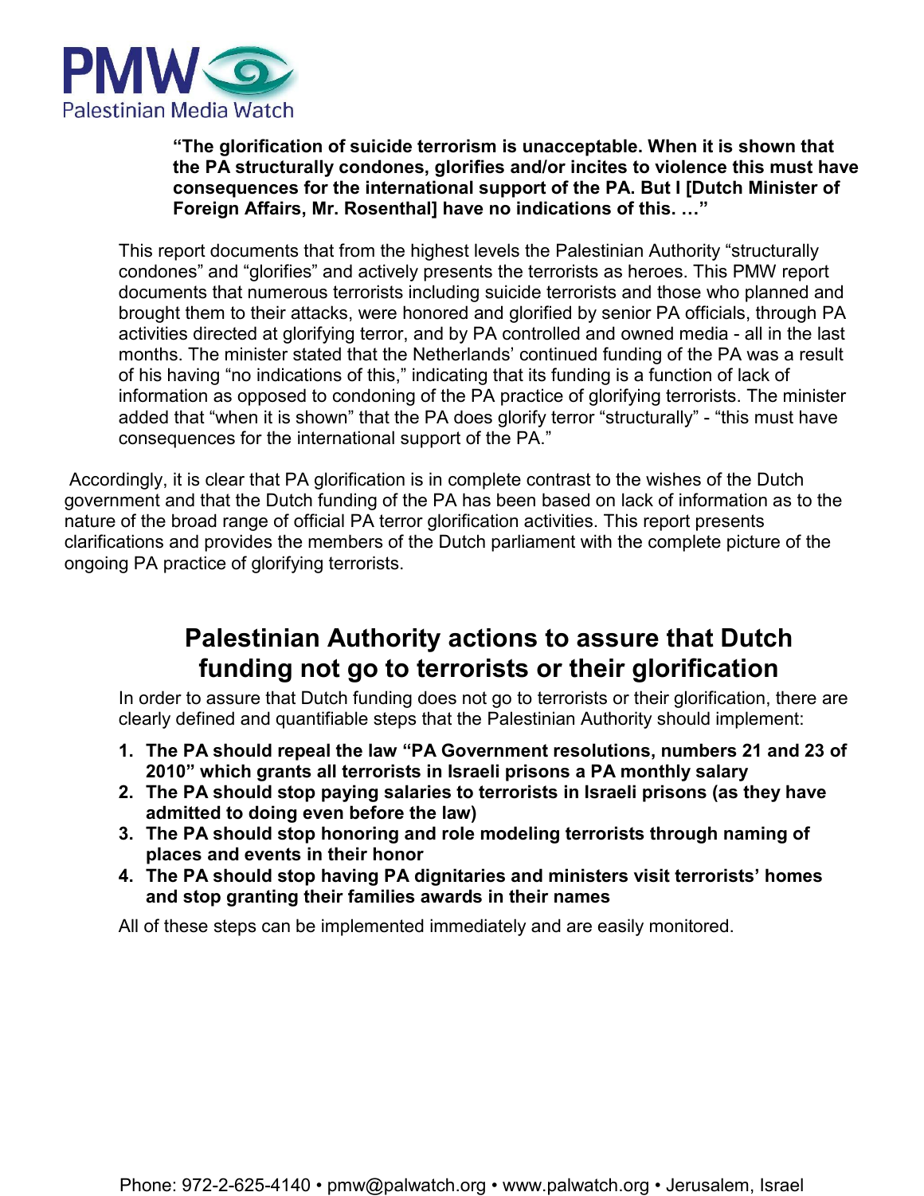**"The glorification of suicide terrorism is unacceptable. When it is shown that the PA structurally condones, glorifies and/or incites to violence this must have consequences for the international support of the PA. But I [Dutch Minister of Foreign Affairs, Mr. Rosenthal] have no indications of this. …"**

This report documents that from the highest levels the Palestinian Authority "structurally condones" and "glorifies" and actively presents the terrorists as heroes. This PMW report documents that numerous terrorists including suicide terrorists and those who planned and brought them to their attacks, were honored and glorified by senior PA officials, through PA activities directed at glorifying terror, and by PA controlled and owned media - all in the last months. The minister stated that the Netherlands' continued funding of the PA was a result of his having "no indications of this," indicating that its funding is a function of lack of information as opposed to condoning of the PA practice of glorifying terrorists. The minister added that "when it is shown" that the PA does glorify terror "structurally" - "this must have consequences for the international support of the PA."

Accordingly, it is clear that PA glorification is in complete contrast to the wishes of the Dutch government and that the Dutch funding of the PA has been based on lack of information as to the nature of the broad range of official PA terror glorification activities. This report presents clarifications and provides the members of the Dutch parliament with the complete picture of the ongoing PA practice of glorifying terrorists.

## Palestinian Authority actions to assure that Dutch funding not go to terrorists or their glorification

In order to assure that Dutch funding does not go to terrorists or their glorification, there are clearly defined and quantifiable steps that the Palestinian Authority should implement:

1. **The PA should repeal the law "PA Government resolutions, numbers 21 and 23 of 2010" which grants all terrorists in Israeli prisons a PA monthly salary**
2. **The PA should stop paying salaries to terrorists in Israeli prisons (as they have admitted to doing even before the law)**
3. **The PA should stop honoring and role modeling terrorists through naming of places and events in their honor**
4. **The PA should stop having PA dignitaries and ministers visit terrorists' homes and stop granting their families awards in their names**

All of these steps can be implemented immediately and are easily monitored.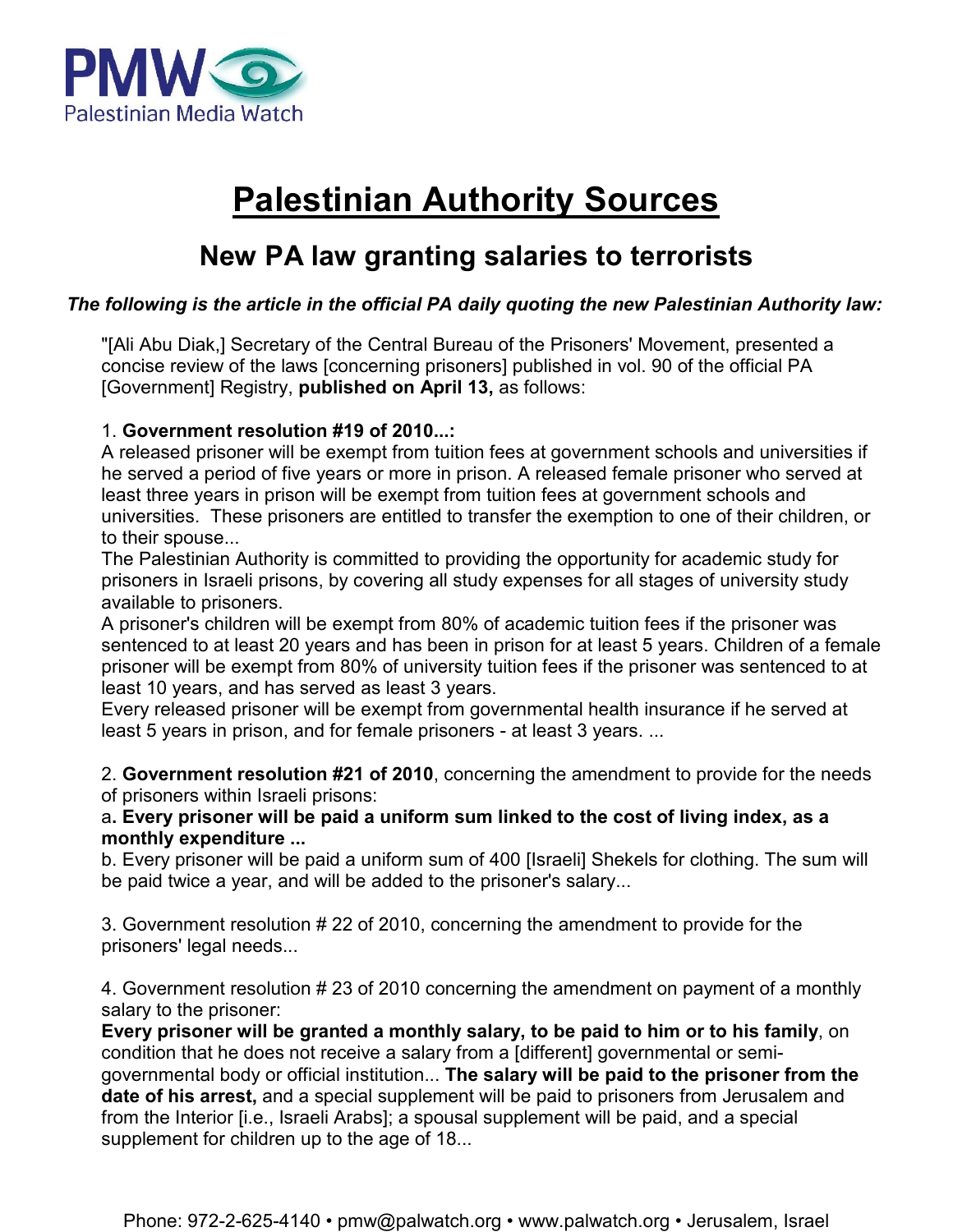# Palestinian Authority Sources

## New PA law granting salaries to terrorists

***The following is the article in the official PA daily quoting the new Palestinian Authority law:***

"[Ali Abu Diak,] Secretary of the Central Bureau of the Prisoners' Movement, presented a concise review of the laws [concerning prisoners] published in vol. 90 of the official PA [Government] Registry, **published on April 13,** as follows:

1. **Government resolution #19 of 2010...:**
A released prisoner will be exempt from tuition fees at government schools and universities if he served a period of five years or more in prison. A released female prisoner who served at least three years in prison will be exempt from tuition fees at government schools and universities. These prisoners are entitled to transfer the exemption to one of their children, or to their spouse...
The Palestinian Authority is committed to providing the opportunity for academic study for prisoners in Israeli prisons, by covering all study expenses for all stages of university study available to prisoners.
A prisoner's children will be exempt from 80% of academic tuition fees if the prisoner was sentenced to at least 20 years and has been in prison for at least 5 years. Children of a female prisoner will be exempt from 80% of university tuition fees if the prisoner was sentenced to at least 10 years, and has served as least 3 years.
Every released prisoner will be exempt from governmental health insurance if he served at least 5 years in prison, and for female prisoners - at least 3 years. ...

2. **Government resolution #21 of 2010**, concerning the amendment to provide for the needs of prisoners within Israeli prisons:
a**. Every prisoner will be paid a uniform sum linked to the cost of living index, as a monthly expenditure ...**
b. Every prisoner will be paid a uniform sum of 400 [Israeli] Shekels for clothing. The sum will be paid twice a year, and will be added to the prisoner's salary...

3. Government resolution # 22 of 2010, concerning the amendment to provide for the prisoners' legal needs...

4. Government resolution # 23 of 2010 concerning the amendment on payment of a monthly salary to the prisoner:
**Every prisoner will be granted a monthly salary, to be paid to him or to his family**, on condition that he does not receive a salary from a [different] governmental or semi-governmental body or official institution... **The salary will be paid to the prisoner from the date of his arrest,** and a special supplement will be paid to prisoners from Jerusalem and from the Interior [i.e., Israeli Arabs]; a spousal supplement will be paid, and a special supplement for children up to the age of 18...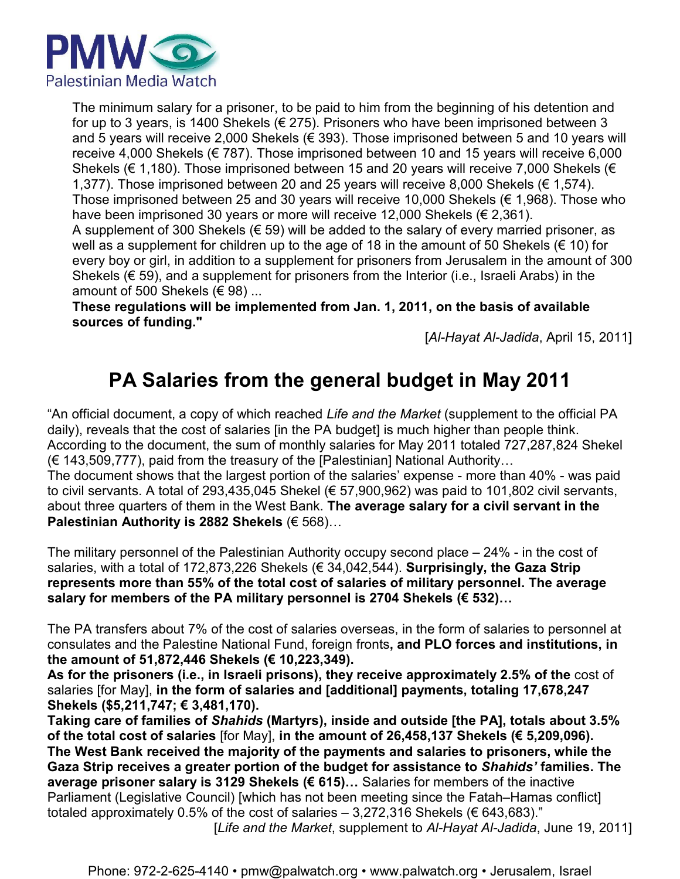The minimum salary for a prisoner, to be paid to him from the beginning of his detention and for up to 3 years, is 1400 Shekels (€ 275). Prisoners who have been imprisoned between 3 and 5 years will receive 2,000 Shekels (€ 393). Those imprisoned between 5 and 10 years will receive 4,000 Shekels (€ 787). Those imprisoned between 10 and 15 years will receive 6,000 Shekels (€ 1,180). Those imprisoned between 15 and 20 years will receive 7,000 Shekels (€ 1,377). Those imprisoned between 20 and 25 years will receive 8,000 Shekels (€ 1,574). Those imprisoned between 25 and 30 years will receive 10,000 Shekels (€ 1,968). Those who have been imprisoned 30 years or more will receive 12,000 Shekels (€ 2,361).
A supplement of 300 Shekels (€ 59) will be added to the salary of every married prisoner, as well as a supplement for children up to the age of 18 in the amount of 50 Shekels (€ 10) for every boy or girl, in addition to a supplement for prisoners from Jerusalem in the amount of 300 Shekels (€ 59), and a supplement for prisoners from the Interior (i.e., Israeli Arabs) in the amount of 500 Shekels (€ 98) ...
**These regulations will be implemented from Jan. 1, 2011, on the basis of available sources of funding."**

[*Al-Hayat Al-Jadida*, April 15, 2011]

# PA Salaries from the general budget in May 2011

"An official document, a copy of which reached *Life and the Market* (supplement to the official PA daily), reveals that the cost of salaries [in the PA budget] is much higher than people think. According to the document, the sum of monthly salaries for May 2011 totaled 727,287,824 Shekel (€ 143,509,777), paid from the treasury of the [Palestinian] National Authority…
The document shows that the largest portion of the salaries' expense - more than 40% - was paid to civil servants. A total of 293,435,045 Shekel (€ 57,900,962) was paid to 101,802 civil servants, about three quarters of them in the West Bank. **The average salary for a civil servant in the Palestinian Authority is 2882 Shekels** (€ 568)…

The military personnel of the Palestinian Authority occupy second place – 24% - in the cost of salaries, with a total of 172,873,226 Shekels (€ 34,042,544). **Surprisingly, the Gaza Strip represents more than 55% of the total cost of salaries of military personnel. The average salary for members of the PA military personnel is 2704 Shekels (€ 532)…**

The PA transfers about 7% of the cost of salaries overseas, in the form of salaries to personnel at consulates and the Palestine National Fund, foreign fronts**, and PLO forces and institutions, in the amount of 51,872,446 Shekels (€ 10,223,349).**
**As for the prisoners (i.e., in Israeli prisons), they receive approximately 2.5% of the** cost of salaries [for May], **in the form of salaries and [additional] payments, totaling 17,678,247 Shekels ($5,211,747; € 3,481,170).**
**Taking care of families of *Shahids* (Martyrs), inside and outside [the PA], totals about 3.5% of the total cost of salaries** [for May], **in the amount of 26,458,137 Shekels (€ 5,209,096).**
**The West Bank received the majority of the payments and salaries to prisoners, while the Gaza Strip receives a greater portion of the budget for assistance to *Shahids'* families. The average prisoner salary is 3129 Shekels (€ 615)…** Salaries for members of the inactive Parliament (Legislative Council) [which has not been meeting since the Fatah–Hamas conflict] totaled approximately 0.5% of the cost of salaries – 3,272,316 Shekels (€ 643,683)."

[*Life and the Market*, supplement to *Al-Hayat Al-Jadida*, June 19, 2011]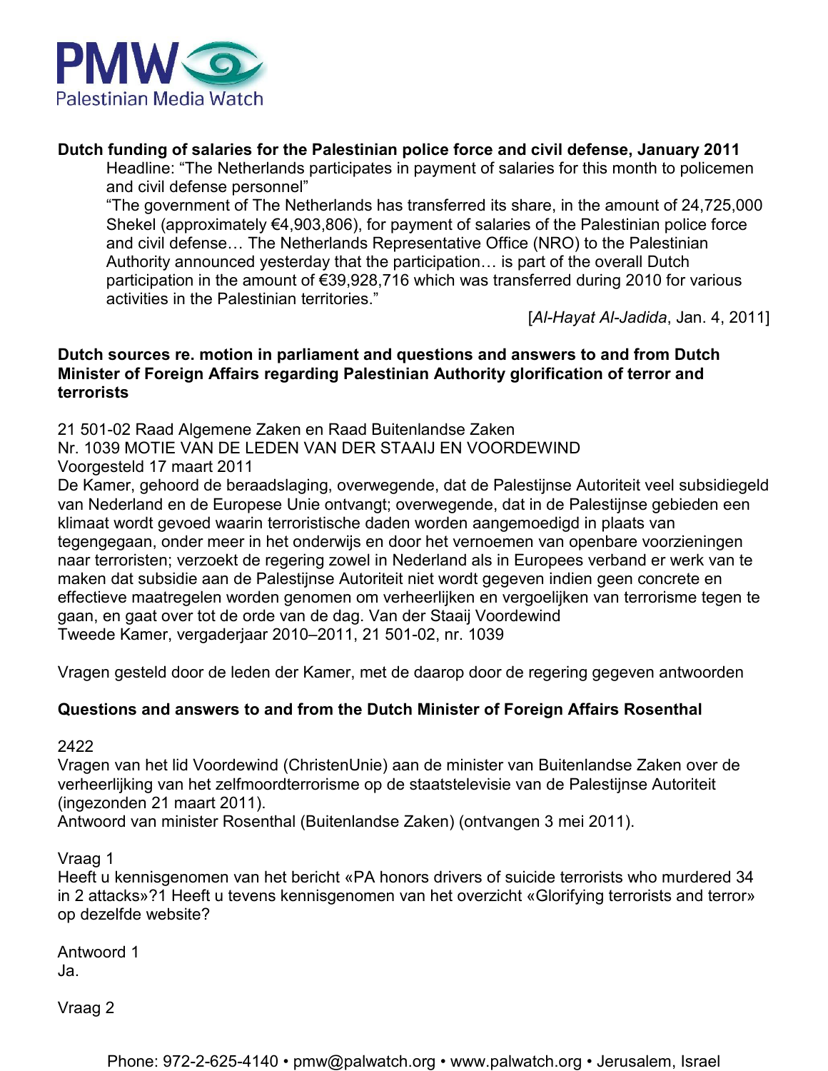**Dutch funding of salaries for the Palestinian police force and civil defense, January 2011**

Headline: "The Netherlands participates in payment of salaries for this month to policemen and civil defense personnel"

"The government of The Netherlands has transferred its share, in the amount of 24,725,000 Shekel (approximately €4,903,806), for payment of salaries of the Palestinian police force and civil defense… The Netherlands Representative Office (NRO) to the Palestinian Authority announced yesterday that the participation… is part of the overall Dutch participation in the amount of €39,928,716 which was transferred during 2010 for various activities in the Palestinian territories."

[*Al-Hayat Al-Jadida*, Jan. 4, 2011]

**Dutch sources re. motion in parliament and questions and answers to and from Dutch Minister of Foreign Affairs regarding Palestinian Authority glorification of terror and terrorists**

21 501-02 Raad Algemene Zaken en Raad Buitenlandse Zaken
Nr. 1039 MOTIE VAN DE LEDEN VAN DER STAAIJ EN VOORDEWIND
Voorgesteld 17 maart 2011
De Kamer, gehoord de beraadslaging, overwegende, dat de Palestijnse Autoriteit veel subsidiegeld van Nederland en de Europese Unie ontvangt; overwegende, dat in de Palestijnse gebieden een klimaat wordt gevoed waarin terroristische daden worden aangemoedigd in plaats van tegengegaan, onder meer in het onderwijs en door het vernoemen van openbare voorzieningen naar terroristen; verzoekt de regering zowel in Nederland als in Europees verband er werk van te maken dat subsidie aan de Palestijnse Autoriteit niet wordt gegeven indien geen concrete en effectieve maatregelen worden genomen om verheerlijken en vergoelijken van terrorisme tegen te gaan, en gaat over tot de orde van de dag. Van der Staaij Voordewind
Tweede Kamer, vergaderjaar 2010–2011, 21 501-02, nr. 1039

Vragen gesteld door de leden der Kamer, met de daarop door de regering gegeven antwoorden

**Questions and answers to and from the Dutch Minister of Foreign Affairs Rosenthal**

2422
Vragen van het lid Voordewind (ChristenUnie) aan de minister van Buitenlandse Zaken over de verheerlijking van het zelfmoordterrorisme op de staatstelevisie van de Palestijnse Autoriteit (ingezonden 21 maart 2011).
Antwoord van minister Rosenthal (Buitenlandse Zaken) (ontvangen 3 mei 2011).

Vraag 1
Heeft u kennisgenomen van het bericht «PA honors drivers of suicide terrorists who murdered 34 in 2 attacks»?[1] Heeft u tevens kennisgenomen van het overzicht «Glorifying terrorists and terror» op dezelfde website?

Antwoord 1
Ja.

Vraag 2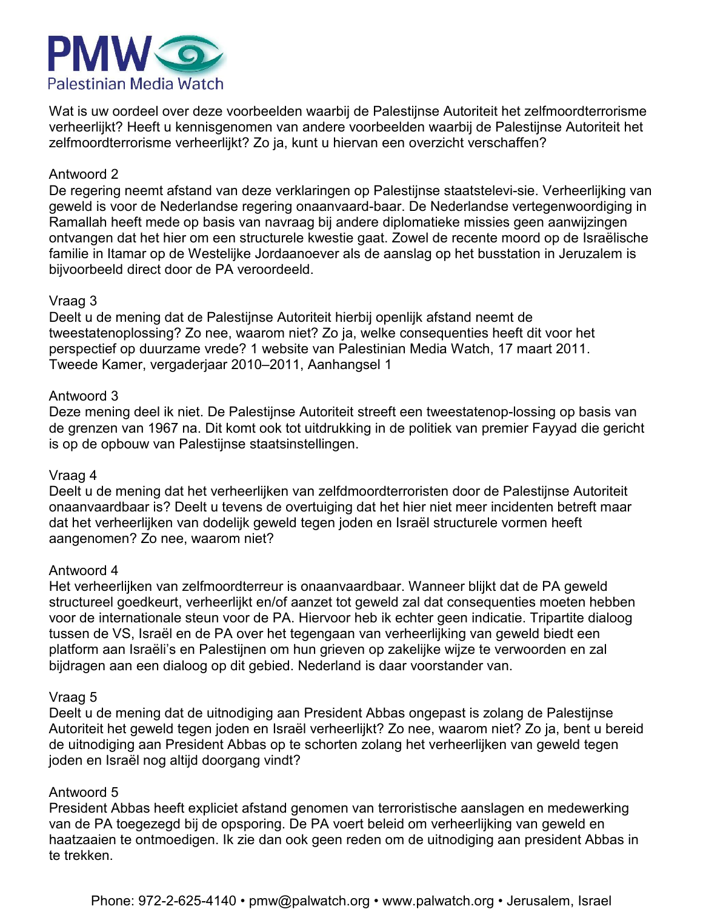Wat is uw oordeel over deze voorbeelden waarbij de Palestijnse Autoriteit het zelfmoordterrorisme verheerlijkt? Heeft u kennisgenomen van andere voorbeelden waarbij de Palestijnse Autoriteit het zelfmoordterrorisme verheerlijkt? Zo ja, kunt u hiervan een overzicht verschaffen?

Antwoord 2

De regering neemt afstand van deze verklaringen op Palestijnse staatstelevi-sie. Verheerlijking van geweld is voor de Nederlandse regering onaanvaard-baar. De Nederlandse vertegenwoordiging in Ramallah heeft mede op basis van navraag bij andere diplomatieke missies geen aanwijzingen ontvangen dat het hier om een structurele kwestie gaat. Zowel de recente moord op de Israëlische familie in Itamar op de Westelijke Jordaanoever als de aanslag op het busstation in Jeruzalem is bijvoorbeeld direct door de PA veroordeeld.

Vraag 3

Deelt u de mening dat de Palestijnse Autoriteit hierbij openlijk afstand neemt de tweestatenoplossing? Zo nee, waarom niet? Zo ja, welke consequenties heeft dit voor het perspectief op duurzame vrede? 1 website van Palestinian Media Watch, 17 maart 2011. Tweede Kamer, vergaderjaar 2010–2011, Aanhangsel 1

Antwoord 3

Deze mening deel ik niet. De Palestijnse Autoriteit streeft een tweestatenop-lossing op basis van de grenzen van 1967 na. Dit komt ook tot uitdrukking in de politiek van premier Fayyad die gericht is op de opbouw van Palestijnse staatsinstellingen.

Vraag 4

Deelt u de mening dat het verheerlijken van zelfdmoordterroristen door de Palestijnse Autoriteit onaanvaardbaar is? Deelt u tevens de overtuiging dat het hier niet meer incidenten betreft maar dat het verheerlijken van dodelijk geweld tegen joden en Israël structurele vormen heeft aangenomen? Zo nee, waarom niet?

Antwoord 4

Het verheerlijken van zelfmoordterreur is onaanvaardbaar. Wanneer blijkt dat de PA geweld structureel goedkeurt, verheerlijkt en/of aanzet tot geweld zal dat consequenties moeten hebben voor de internationale steun voor de PA. Hiervoor heb ik echter geen indicatie. Tripartite dialoog tussen de VS, Israël en de PA over het tegengaan van verheerlijking van geweld biedt een platform aan Israëli's en Palestijnen om hun grieven op zakelijke wijze te verwoorden en zal bijdragen aan een dialoog op dit gebied. Nederland is daar voorstander van.

Vraag 5

Deelt u de mening dat de uitnodiging aan President Abbas ongepast is zolang de Palestijnse Autoriteit het geweld tegen joden en Israël verheerlijkt? Zo nee, waarom niet? Zo ja, bent u bereid de uitnodiging aan President Abbas op te schorten zolang het verheerlijken van geweld tegen joden en Israël nog altijd doorgang vindt?

Antwoord 5

President Abbas heeft expliciet afstand genomen van terroristische aanslagen en medewerking van de PA toegezegd bij de opsporing. De PA voert beleid om verheerlijking van geweld en haatzaaien te ontmoedigen. Ik zie dan ook geen reden om de uitnodiging aan president Abbas in te trekken.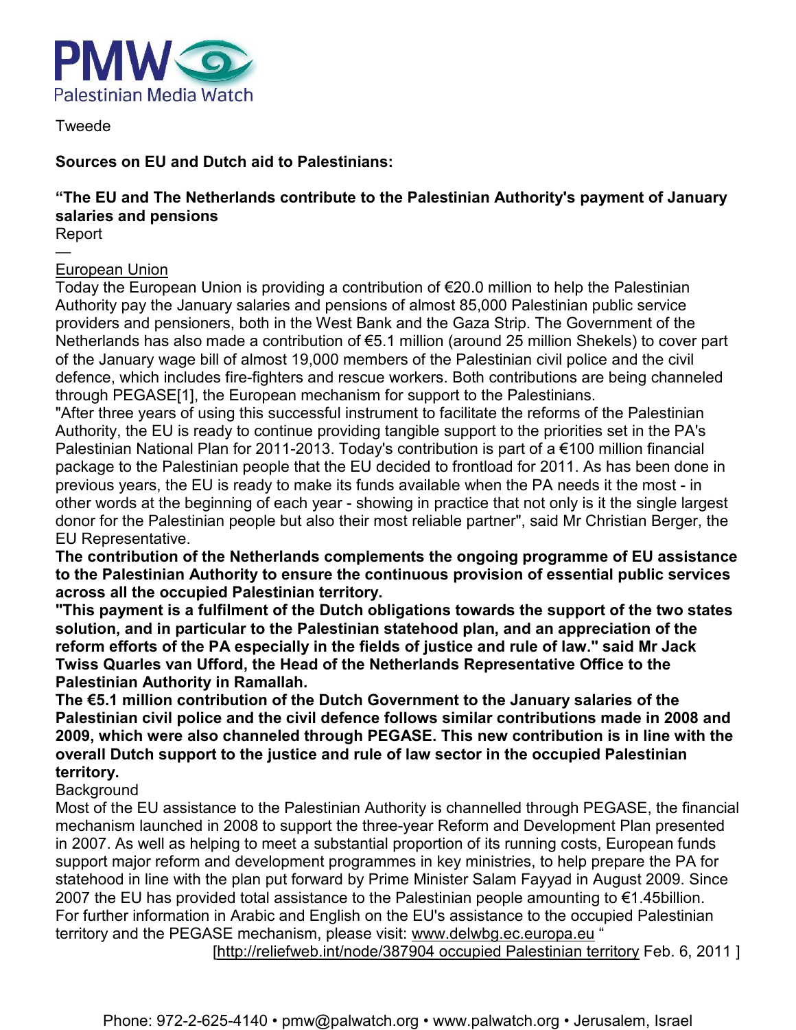Tweede

**Sources on EU and Dutch aid to Palestinians:**

**"The EU and The Netherlands contribute to the Palestinian Authority's payment of January salaries and pensions**

Report

—

European Union

Today the European Union is providing a contribution of €20.0 million to help the Palestinian Authority pay the January salaries and pensions of almost 85,000 Palestinian public service providers and pensioners, both in the West Bank and the Gaza Strip. The Government of the Netherlands has also made a contribution of €5.1 million (around 25 million Shekels) to cover part of the January wage bill of almost 19,000 members of the Palestinian civil police and the civil defence, which includes fire-fighters and rescue workers. Both contributions are being channeled through PEGASE[1], the European mechanism for support to the Palestinians.

"After three years of using this successful instrument to facilitate the reforms of the Palestinian Authority, the EU is ready to continue providing tangible support to the priorities set in the PA's Palestinian National Plan for 2011-2013. Today's contribution is part of a €100 million financial package to the Palestinian people that the EU decided to frontload for 2011. As has been done in previous years, the EU is ready to make its funds available when the PA needs it the most - in other words at the beginning of each year - showing in practice that not only is it the single largest donor for the Palestinian people but also their most reliable partner", said Mr Christian Berger, the EU Representative.

**The contribution of the Netherlands complements the ongoing programme of EU assistance to the Palestinian Authority to ensure the continuous provision of essential public services across all the occupied Palestinian territory.**

**"This payment is a fulfilment of the Dutch obligations towards the support of the two states solution, and in particular to the Palestinian statehood plan, and an appreciation of the reform efforts of the PA especially in the fields of justice and rule of law." said Mr Jack Twiss Quarles van Ufford, the Head of the Netherlands Representative Office to the Palestinian Authority in Ramallah.**

**The €5.1 million contribution of the Dutch Government to the January salaries of the Palestinian civil police and the civil defence follows similar contributions made in 2008 and 2009, which were also channeled through PEGASE. This new contribution is in line with the overall Dutch support to the justice and rule of law sector in the occupied Palestinian territory.**

Background

Most of the EU assistance to the Palestinian Authority is channelled through PEGASE, the financial mechanism launched in 2008 to support the three-year Reform and Development Plan presented in 2007. As well as helping to meet a substantial proportion of its running costs, European funds support major reform and development programmes in key ministries, to help prepare the PA for statehood in line with the plan put forward by Prime Minister Salam Fayyad in August 2009. Since 2007 the EU has provided total assistance to the Palestinian people amounting to €1.45billion.

For further information in Arabic and English on the EU's assistance to the occupied Palestinian territory and the PEGASE mechanism, please visit: www.delwbg.ec.europa.eu "

[http://reliefweb.int/node/387904 occupied Palestinian territory Feb. 6, 2011 ]